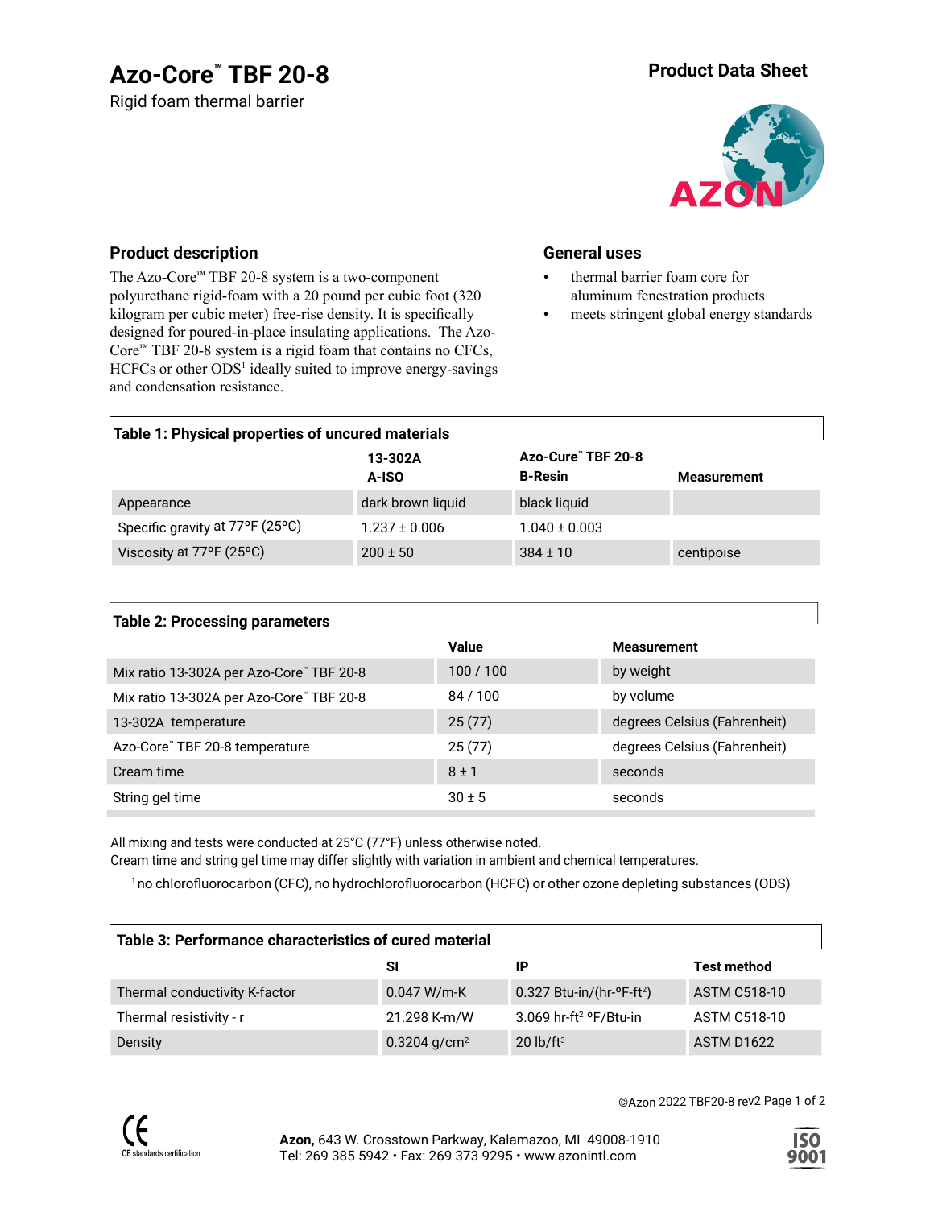# Azo-Core™ TBF 20-8

Rigid foam thermal barrier

**Product Data Sheet**

## Product description

The Azo-Core™ TBF 20-8 system is a two-component polyurethane rigid-foam with a 20 pound per cubic foot (320 kilogram per cubic meter) free-rise density. It is specifically designed for poured-in-place insulating applications. The Azo-Core™ TBF 20-8 system is a rigid foam that contains no CFCs, HCFCs or other ODS[1] ideally suited to improve energy-savings and condensation resistance.

## General uses

- thermal barrier foam core for aluminum fenestration products
- meets stringent global energy standards

### Table 1: Physical properties of uncured materials

| | 13-302A A-ISO | Azo-Cure™ TBF 20-8 B-Resin | Measurement |
|---|---|---|---|
| Appearance | dark brown liquid | black liquid | |
| Specific gravity at 77°F (25°C) | 1.237 ± 0.006 | 1.040 ± 0.003 | |
| Viscosity at 77°F (25°C) | 200 ± 50 | 384 ± 10 | centipoise |

### Table 2: Processing parameters

| | Value | Measurement |
|---|---|---|
| Mix ratio 13-302A per Azo-Core™ TBF 20-8 | 100 / 100 | by weight |
| Mix ratio 13-302A per Azo-Core™ TBF 20-8 | 84 / 100 | by volume |
| 13-302A temperature | 25 (77) | degrees Celsius (Fahrenheit) |
| Azo-Core™ TBF 20-8 temperature | 25 (77) | degrees Celsius (Fahrenheit) |
| Cream time | 8 ± 1 | seconds |
| String gel time | 30 ± 5 | seconds |

All mixing and tests were conducted at 25°C (77°F) unless otherwise noted.
Cream time and string gel time may differ slightly with variation in ambient and chemical temperatures.

[1] no chlorofluorocarbon (CFC), no hydrochlorofluorocarbon (HCFC) or other ozone depleting substances (ODS)

### Table 3: Performance characteristics of cured material

| | SI | IP | Test method |
|---|---|---|---|
| Thermal conductivity K-factor | 0.047 W/m-K | 0.327 Btu-in/(hr-°F-ft$^2$) | ASTM C518-10 |
| Thermal resistivity - r | 21.298 K-m/W | 3.069 hr-ft$^2$ °F/Btu-in | ASTM C518-10 |
| Density | 0.3204 g/cm$^2$ | 20 lb/ft$^3$ | ASTM D1622 |

©Azon 2022 TBF20-8 rev2

CE standards certification

**Azon,** 643 W. Crosstown Parkway, Kalamazoo, MI 49008-1910
Tel: 269 385 5942 • Fax: 269 373 9295 • www.azonintl.com

ISO 9001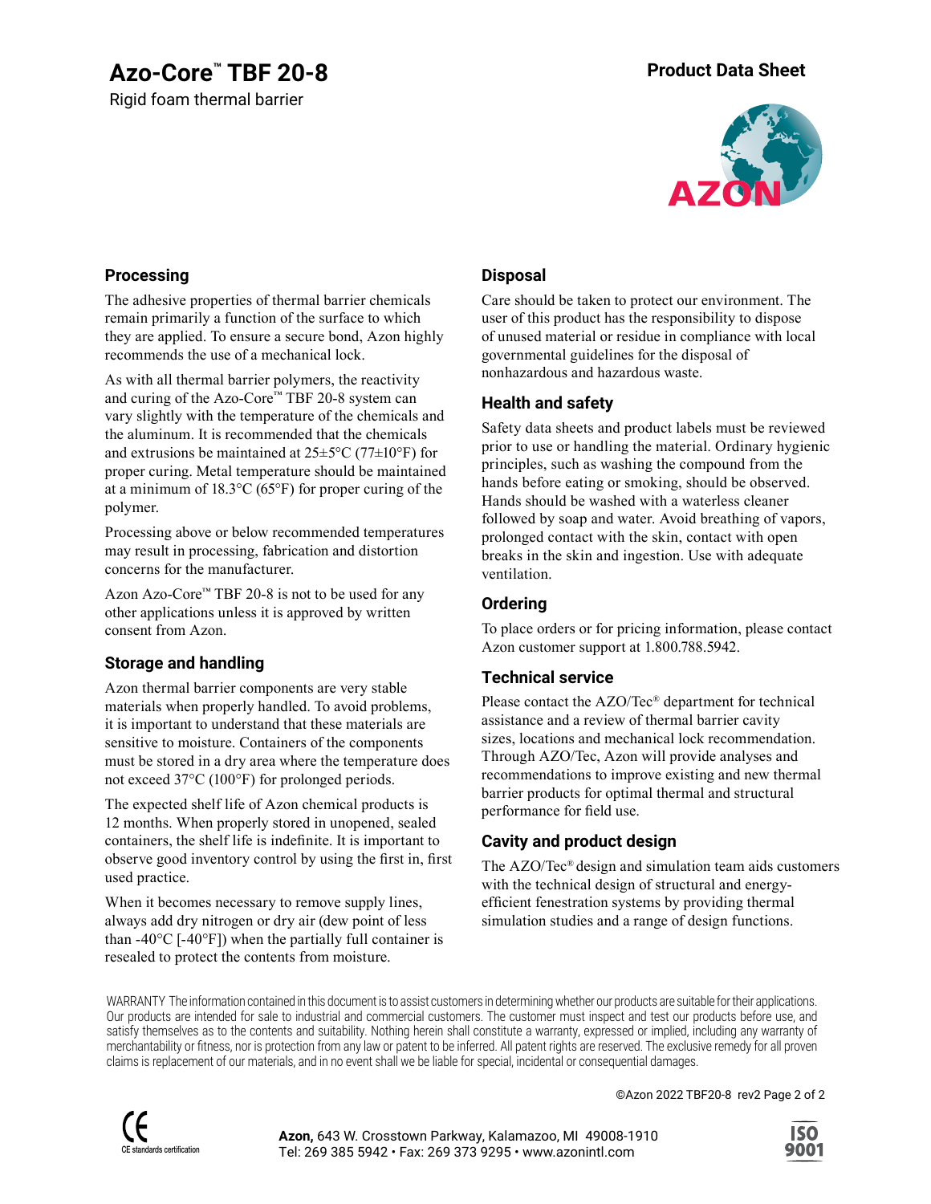# Azo-Core™ TBF 20-8

Rigid foam thermal barrier

**Product Data Sheet**

## Processing

The adhesive properties of thermal barrier chemicals remain primarily a function of the surface to which they are applied. To ensure a secure bond, Azon highly recommends the use of a mechanical lock.

As with all thermal barrier polymers, the reactivity and curing of the Azo-Core™ TBF 20-8 system can vary slightly with the temperature of the chemicals and the aluminum. It is recommended that the chemicals and extrusions be maintained at 25±5°C (77±10°F) for proper curing. Metal temperature should be maintained at a minimum of 18.3°C (65°F) for proper curing of the polymer.

Processing above or below recommended temperatures may result in processing, fabrication and distortion concerns for the manufacturer.

Azon Azo-Core™ TBF 20-8 is not to be used for any other applications unless it is approved by written consent from Azon.

## Storage and handling

Azon thermal barrier components are very stable materials when properly handled. To avoid problems, it is important to understand that these materials are sensitive to moisture. Containers of the components must be stored in a dry area where the temperature does not exceed 37°C (100°F) for prolonged periods.

The expected shelf life of Azon chemical products is 12 months. When properly stored in unopened, sealed containers, the shelf life is indefinite. It is important to observe good inventory control by using the first in, first used practice.

When it becomes necessary to remove supply lines, always add dry nitrogen or dry air (dew point of less than -40°C [-40°F]) when the partially full container is resealed to protect the contents from moisture.

## Disposal

Care should be taken to protect our environment. The user of this product has the responsibility to dispose of unused material or residue in compliance with local governmental guidelines for the disposal of nonhazardous and hazardous waste.

## Health and safety

Safety data sheets and product labels must be reviewed prior to use or handling the material. Ordinary hygienic principles, such as washing the compound from the hands before eating or smoking, should be observed. Hands should be washed with a waterless cleaner followed by soap and water. Avoid breathing of vapors, prolonged contact with the skin, contact with open breaks in the skin and ingestion. Use with adequate ventilation.

## Ordering

To place orders or for pricing information, please contact Azon customer support at 1.800.788.5942.

## Technical service

Please contact the AZO/Tec® department for technical assistance and a review of thermal barrier cavity sizes, locations and mechanical lock recommendation. Through AZO/Tec, Azon will provide analyses and recommendations to improve existing and new thermal barrier products for optimal thermal and structural performance for field use.

## Cavity and product design

The AZO/Tec® design and simulation team aids customers with the technical design of structural and energy-efficient fenestration systems by providing thermal simulation studies and a range of design functions.

WARRANTY The information contained in this document is to assist customers in determining whether our products are suitable for their applications. Our products are intended for sale to industrial and commercial customers. The customer must inspect and test our products before use, and satisfy themselves as to the contents and suitability. Nothing herein shall constitute a warranty, expressed or implied, including any warranty of merchantability or fitness, nor is protection from any law or patent to be inferred. All patent rights are reserved. The exclusive remedy for all proven claims is replacement of our materials, and in no event shall we be liable for special, incidental or consequential damages.

©Azon 2022 TBF20-8 rev2

CE standards certification

**Azon,** 643 W. Crosstown Parkway, Kalamazoo, MI 49008-1910
Tel: 269 385 5942 • Fax: 269 373 9295 • www.azonintl.com

ISO 9001